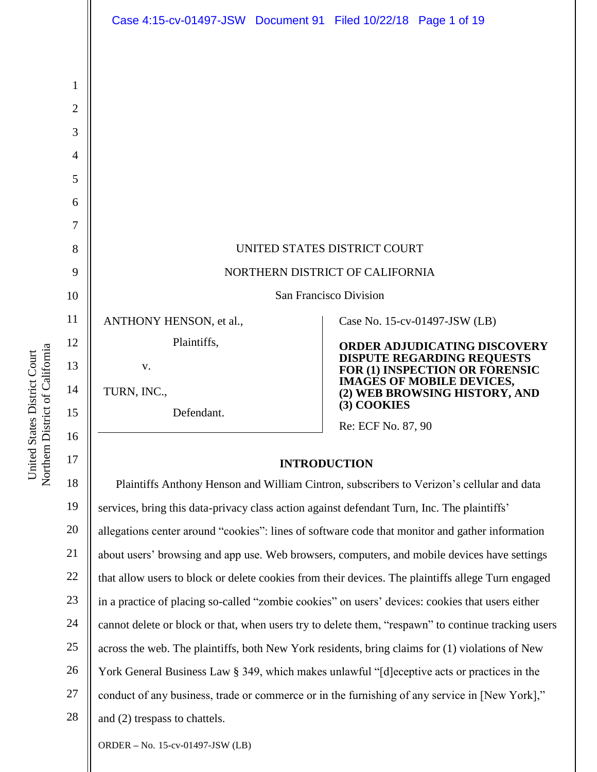UNITED STATES DISTRICT COURT

NORTHERN DISTRICT OF CALIFORNIA

San Francisco Division

ANTHONY HENSON, et al.,

Plaintiffs,

v.

TURN, INC.,

Defendant.

Case No. 15-cv-01497-JSW (LB)

**ORDER ADJUDICATING DISCOVERY DISPUTE REGARDING REQUESTS FOR (1) INSPECTION OR FORENSIC IMAGES OF MOBILE DEVICES, (2) WEB BROWSING HISTORY, AND (3) COOKIES**

Re: ECF No. 87, 90

## INTRODUCTION

Plaintiffs Anthony Henson and William Cintron, subscribers to Verizon's cellular and data services, bring this data-privacy class action against defendant Turn, Inc. The plaintiffs' allegations center around "cookies": lines of software code that monitor and gather information about users' browsing and app use. Web browsers, computers, and mobile devices have settings that allow users to block or delete cookies from their devices. The plaintiffs allege Turn engaged in a practice of placing so-called "zombie cookies" on users' devices: cookies that users either cannot delete or block or that, when users try to delete them, "respawn" to continue tracking users across the web. The plaintiffs, both New York residents, bring claims for (1) violations of New York General Business Law § 349, which makes unlawful "[d]eceptive acts or practices in the conduct of any business, trade or commerce or in the furnishing of any service in [New York]," and (2) trespass to chattels.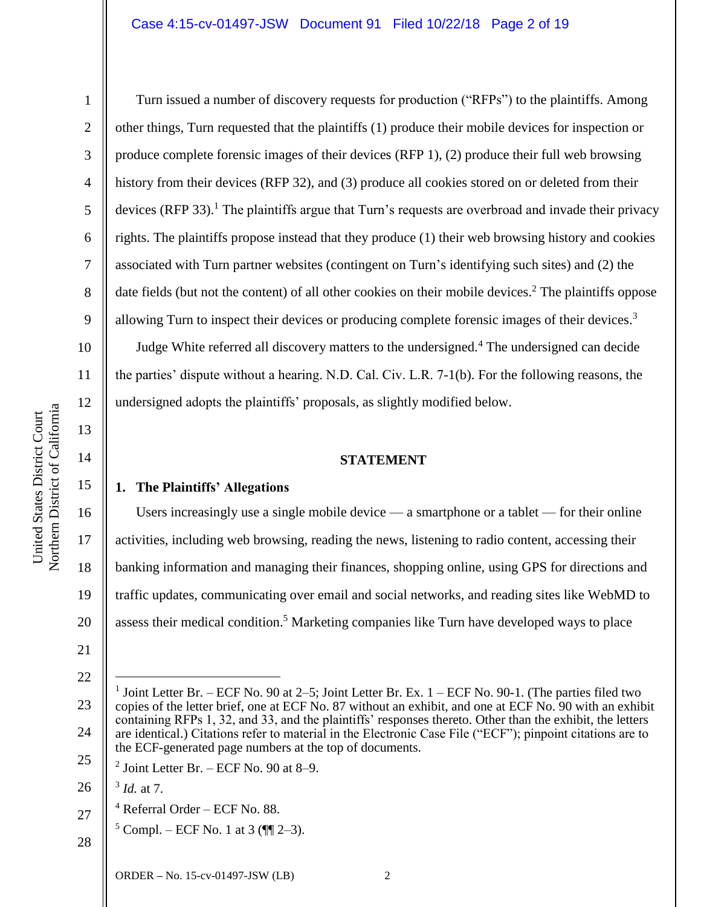Turn issued a number of discovery requests for production ("RFPs") to the plaintiffs. Among other things, Turn requested that the plaintiffs (1) produce their mobile devices for inspection or produce complete forensic images of their devices (RFP 1), (2) produce their full web browsing history from their devices (RFP 32), and (3) produce all cookies stored on or deleted from their devices (RFP 33).[1] The plaintiffs argue that Turn's requests are overbroad and invade their privacy rights. The plaintiffs propose instead that they produce (1) their web browsing history and cookies associated with Turn partner websites (contingent on Turn's identifying such sites) and (2) the date fields (but not the content) of all other cookies on their mobile devices.[2] The plaintiffs oppose allowing Turn to inspect their devices or producing complete forensic images of their devices.[3]

Judge White referred all discovery matters to the undersigned.[4] The undersigned can decide the parties' dispute without a hearing. N.D. Cal. Civ. L.R. 7-1(b). For the following reasons, the undersigned adopts the plaintiffs' proposals, as slightly modified below.

## STATEMENT

### 1. The Plaintiffs' Allegations

Users increasingly use a single mobile device — a smartphone or a tablet — for their online activities, including web browsing, reading the news, listening to radio content, accessing their banking information and managing their finances, shopping online, using GPS for directions and traffic updates, communicating over email and social networks, and reading sites like WebMD to assess their medical condition.[5] Marketing companies like Turn have developed ways to place

---

[1] Joint Letter Br. – ECF No. 90 at 2–5; Joint Letter Br. Ex. 1 – ECF No. 90-1. (The parties filed two copies of the letter brief, one at ECF No. 87 without an exhibit, and one at ECF No. 90 with an exhibit containing RFPs 1, 32, and 33, and the plaintiffs' responses thereto. Other than the exhibit, the letters are identical.) Citations refer to material in the Electronic Case File ("ECF"); pinpoint citations are to the ECF-generated page numbers at the top of documents.

[2] Joint Letter Br. – ECF No. 90 at 8–9.

[3] *Id.* at 7.

[4] Referral Order – ECF No. 88.

[5] Compl. – ECF No. 1 at 3 (¶¶ 2–3).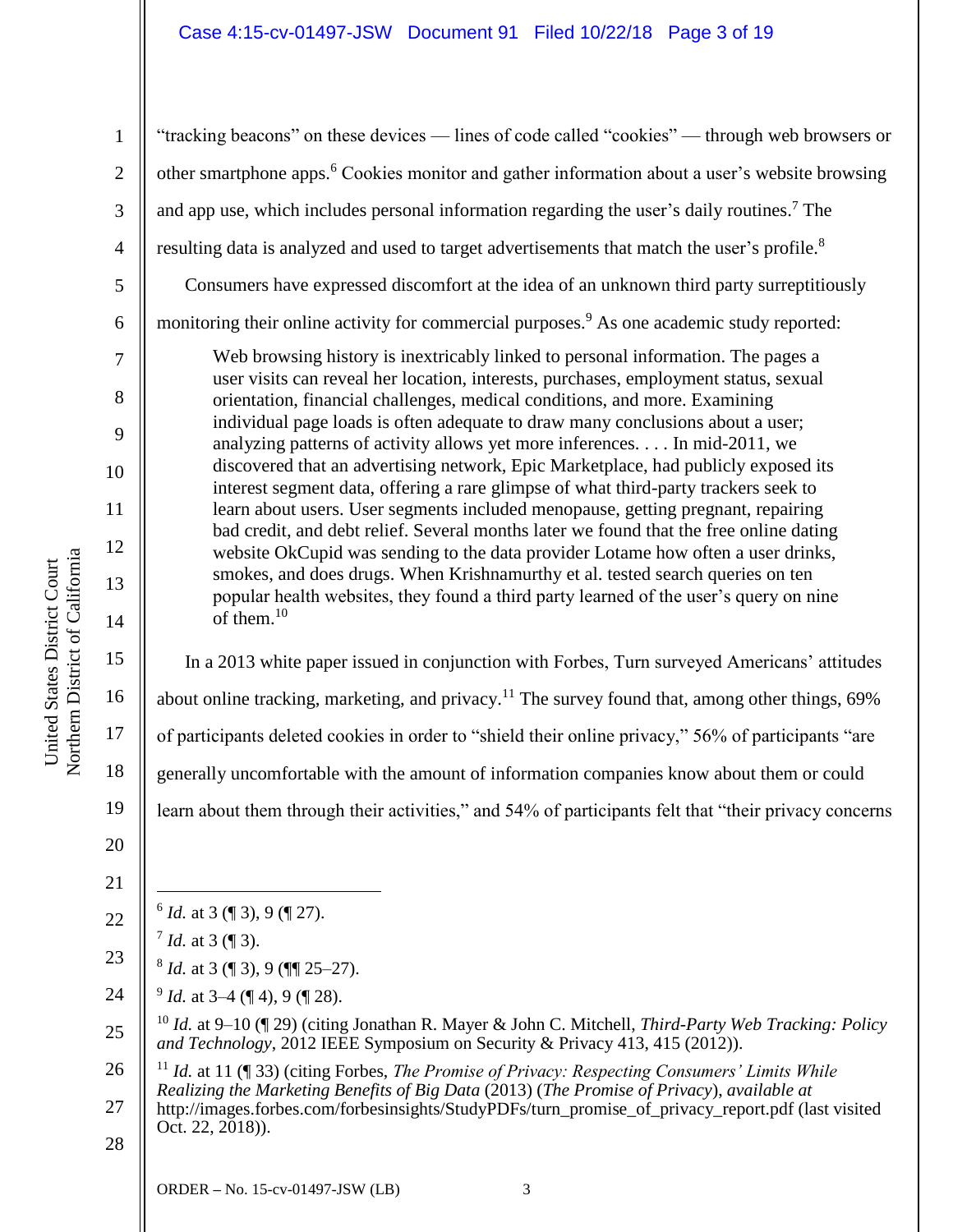"tracking beacons" on these devices — lines of code called "cookies" — through web browsers or other smartphone apps.[6] Cookies monitor and gather information about a user's website browsing and app use, which includes personal information regarding the user's daily routines.[7] The resulting data is analyzed and used to target advertisements that match the user's profile.[8]

Consumers have expressed discomfort at the idea of an unknown third party surreptitiously monitoring their online activity for commercial purposes.[9] As one academic study reported:

> Web browsing history is inextricably linked to personal information. The pages a user visits can reveal her location, interests, purchases, employment status, sexual orientation, financial challenges, medical conditions, and more. Examining individual page loads is often adequate to draw many conclusions about a user; analyzing patterns of activity allows yet more inferences. . . . In mid-2011, we discovered that an advertising network, Epic Marketplace, had publicly exposed its interest segment data, offering a rare glimpse of what third-party trackers seek to learn about users. User segments included menopause, getting pregnant, repairing bad credit, and debt relief. Several months later we found that the free online dating website OkCupid was sending to the data provider Lotame how often a user drinks, smokes, and does drugs. When Krishnamurthy et al. tested search queries on ten popular health websites, they found a third party learned of the user's query on nine of them.[10]

In a 2013 white paper issued in conjunction with Forbes, Turn surveyed Americans' attitudes about online tracking, marketing, and privacy.[11] The survey found that, among other things, 69% of participants deleted cookies in order to "shield their online privacy," 56% of participants "are generally uncomfortable with the amount of information companies know about them or could learn about them through their activities," and 54% of participants felt that "their privacy concerns

---

[6] *Id.* at 3 (¶ 3), 9 (¶ 27).

[7] *Id.* at 3 (¶ 3).

[8] *Id.* at 3 (¶ 3), 9 (¶¶ 25–27).

[9] *Id.* at 3–4 (¶ 4), 9 (¶ 28).

[10] *Id.* at 9–10 (¶ 29) (citing Jonathan R. Mayer & John C. Mitchell, *Third-Party Web Tracking: Policy and Technology*, 2012 IEEE Symposium on Security & Privacy 413, 415 (2012)).

[11] *Id.* at 11 (¶ 33) (citing Forbes, *The Promise of Privacy: Respecting Consumers' Limits While Realizing the Marketing Benefits of Big Data* (2013) (*The Promise of Privacy*), *available at* http://images.forbes.com/forbesinsights/StudyPDFs/turn_promise_of_privacy_report.pdf (last visited Oct. 22, 2018)).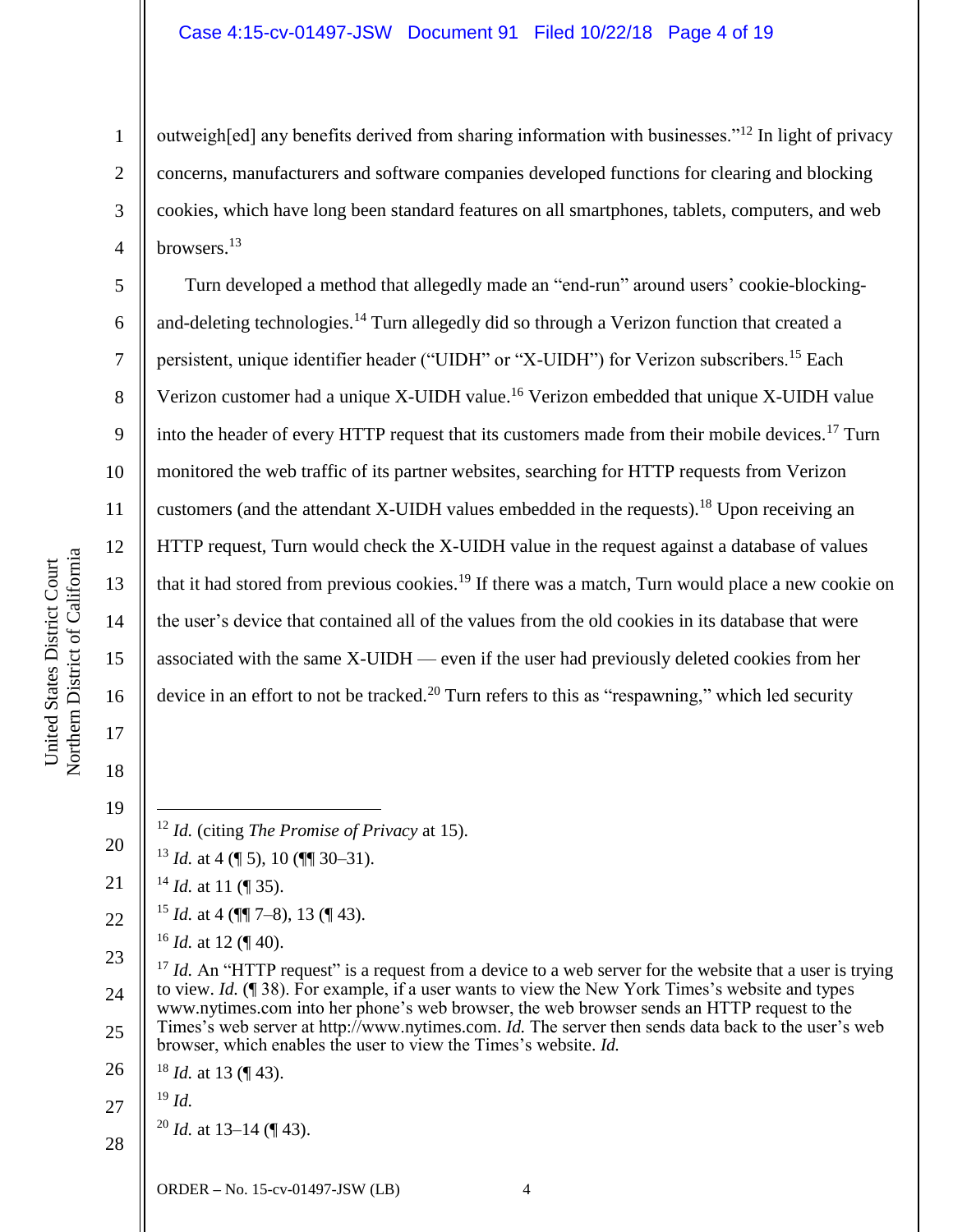outweigh[ed] any benefits derived from sharing information with businesses."[12] In light of privacy concerns, manufacturers and software companies developed functions for clearing and blocking cookies, which have long been standard features on all smartphones, tablets, computers, and web browsers.[13]

Turn developed a method that allegedly made an "end-run" around users' cookie-blocking-and-deleting technologies.[14] Turn allegedly did so through a Verizon function that created a persistent, unique identifier header ("UIDH" or "X-UIDH") for Verizon subscribers.[15] Each Verizon customer had a unique X-UIDH value.[16] Verizon embedded that unique X-UIDH value into the header of every HTTP request that its customers made from their mobile devices.[17] Turn monitored the web traffic of its partner websites, searching for HTTP requests from Verizon customers (and the attendant X-UIDH values embedded in the requests).[18] Upon receiving an HTTP request, Turn would check the X-UIDH value in the request against a database of values that it had stored from previous cookies.[19] If there was a match, Turn would place a new cookie on the user's device that contained all of the values from the old cookies in its database that were associated with the same X-UIDH — even if the user had previously deleted cookies from her device in an effort to not be tracked.[20] Turn refers to this as "respawning," which led security

---

[12] *Id.* (citing *The Promise of Privacy* at 15).

[13] *Id.* at 4 (¶ 5), 10 (¶¶ 30–31).

[14] *Id.* at 11 (¶ 35).

[15] *Id.* at 4 (¶¶ 7–8), 13 (¶ 43).

[16] *Id.* at 12 (¶ 40).

[17] *Id.* An "HTTP request" is a request from a device to a web server for the website that a user is trying to view. *Id.* (¶ 38). For example, if a user wants to view the New York Times's website and types www.nytimes.com into her phone's web browser, the web browser sends an HTTP request to the Times's web server at http://www.nytimes.com. *Id.* The server then sends data back to the user's web browser, which enables the user to view the Times's website. *Id.*

[18] *Id.* at 13 (¶ 43).

[19] *Id.*

[20] *Id.* at 13–14 (¶ 43).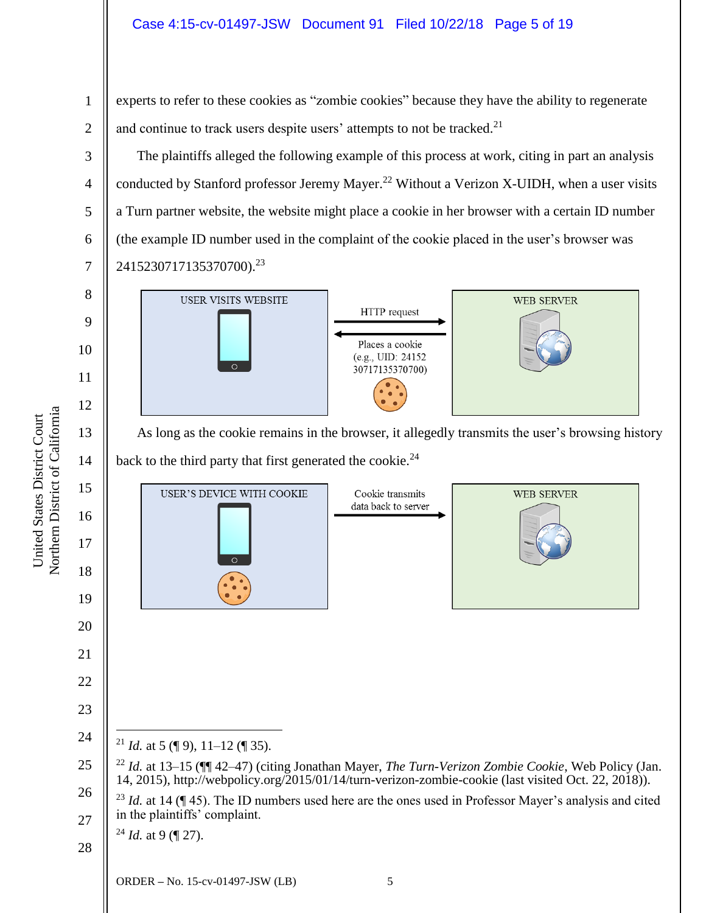experts to refer to these cookies as "zombie cookies" because they have the ability to regenerate and continue to track users despite users' attempts to not be tracked.[21]

The plaintiffs alleged the following example of this process at work, citing in part an analysis conducted by Stanford professor Jeremy Mayer.[22] Without a Verizon X-UIDH, when a user visits a Turn partner website, the website might place a cookie in her browser with a certain ID number (the example ID number used in the complaint of the cookie placed in the user's browser was 2415230717135370700).[23]

USER VISITS WEBSITE — HTTP request → WEB SERVER

← Places a cookie (e.g., UID: 2415230717135370700)

As long as the cookie remains in the browser, it allegedly transmits the user's browsing history back to the third party that first generated the cookie.[24]

USER'S DEVICE WITH COOKIE — Cookie transmits data back to server → WEB SERVER

---

[21] *Id.* at 5 (¶ 9), 11–12 (¶ 35).

[22] *Id.* at 13–15 (¶¶ 42–47) (citing Jonathan Mayer, *The Turn-Verizon Zombie Cookie*, Web Policy (Jan. 14, 2015), http://webpolicy.org/2015/01/14/turn-verizon-zombie-cookie (last visited Oct. 22, 2018)).

[23] *Id.* at 14 (¶ 45). The ID numbers used here are the ones used in Professor Mayer's analysis and cited in the plaintiffs' complaint.

[24] *Id.* at 9 (¶ 27).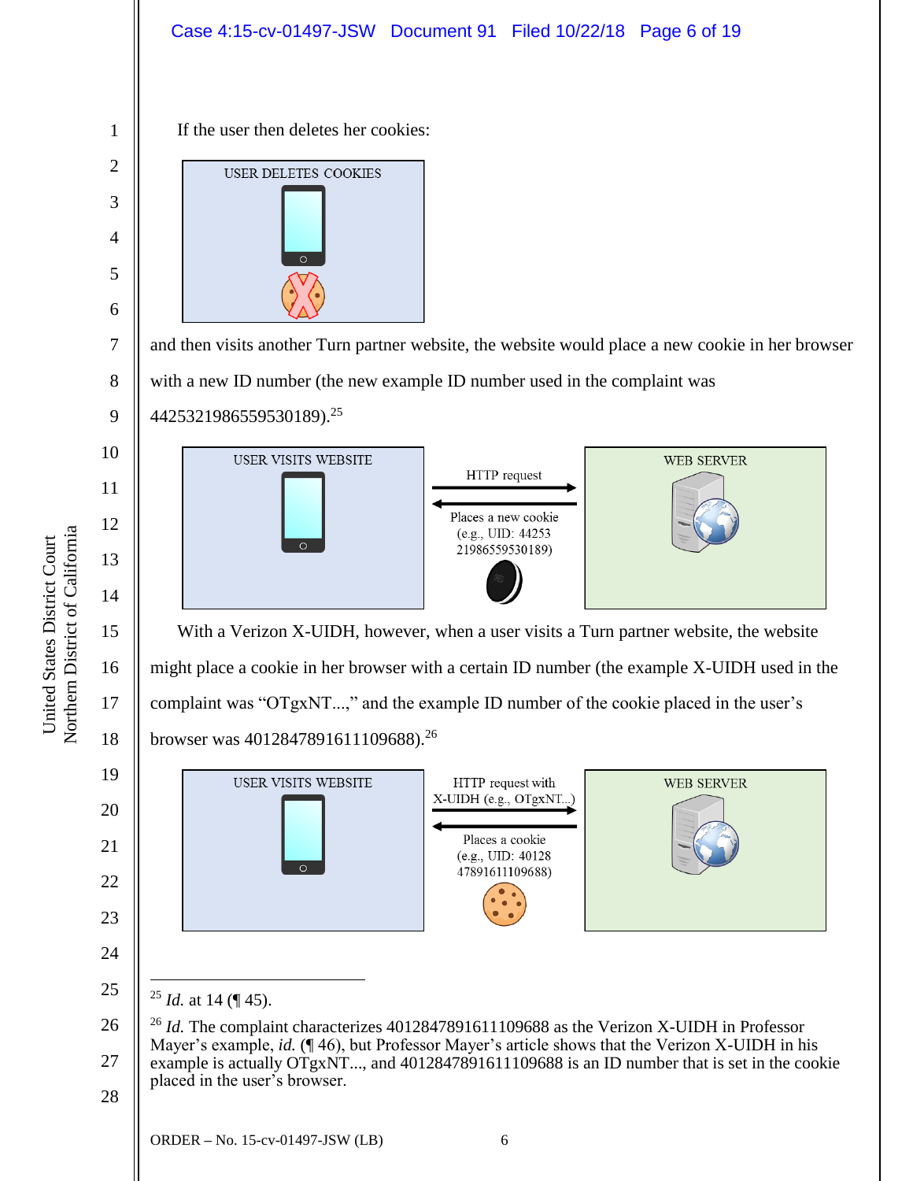If the user then deletes her cookies:

USER DELETES COOKIES

and then visits another Turn partner website, the website would place a new cookie in her browser with a new ID number (the new example ID number used in the complaint was 4425321986559530189).[25]

USER VISITS WEBSITE — HTTP request → WEB SERVER

← Places a new cookie (e.g., UID: 44253 21986559530189)

With a Verizon X-UIDH, however, when a user visits a Turn partner website, the website might place a cookie in her browser with a certain ID number (the example X-UIDH used in the complaint was "OTgxNT...," and the example ID number of the cookie placed in the user's browser was 4012847891611109688).[26]

USER VISITS WEBSITE — HTTP request with X-UIDH (e.g., OTgxNT...) → WEB SERVER

← Places a cookie (e.g., UID: 40128 47891611109688)

---

[25] *Id.* at 14 (¶ 45).

[26] *Id.* The complaint characterizes 4012847891611109688 as the Verizon X-UIDH in Professor Mayer's example, *id.* (¶ 46), but Professor Mayer's article shows that the Verizon X-UIDH in his example is actually OTgxNT..., and 4012847891611109688 is an ID number that is set in the cookie placed in the user's browser.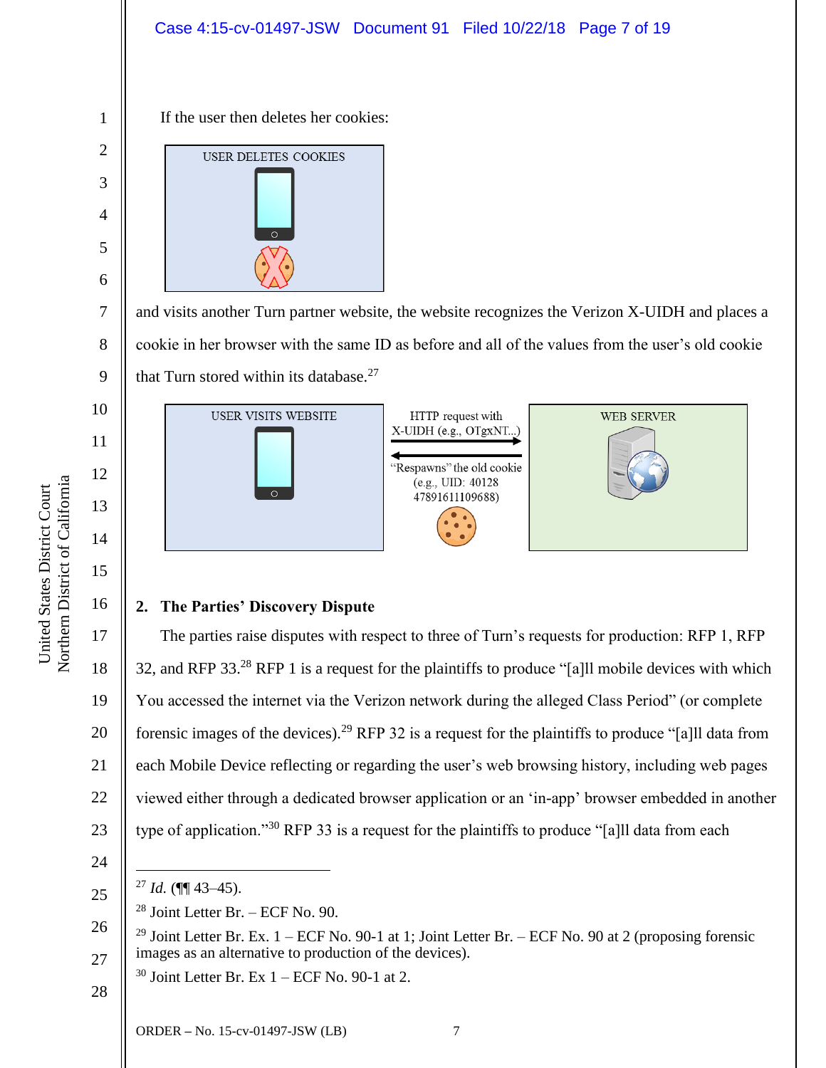If the user then deletes her cookies:

USER DELETES COOKIES

and visits another Turn partner website, the website recognizes the Verizon X-UIDH and places a cookie in her browser with the same ID as before and all of the values from the user's old cookie that Turn stored within its database.[27]

USER VISITS WEBSITE

HTTP request with X-UIDH (e.g., OTgxNT...)

"Respawns" the old cookie (e.g., UID: 40128 47891611109688)

WEB SERVER

## 2. The Parties' Discovery Dispute

The parties raise disputes with respect to three of Turn's requests for production: RFP 1, RFP 32, and RFP 33.[28] RFP 1 is a request for the plaintiffs to produce "[a]ll mobile devices with which You accessed the internet via the Verizon network during the alleged Class Period" (or complete forensic images of the devices).[29] RFP 32 is a request for the plaintiffs to produce "[a]ll data from each Mobile Device reflecting or regarding the user's web browsing history, including web pages viewed either through a dedicated browser application or an 'in-app' browser embedded in another type of application."[30] RFP 33 is a request for the plaintiffs to produce "[a]ll data from each

---

[27] *Id.* (¶¶ 43–45).

[28] Joint Letter Br. – ECF No. 90.

[29] Joint Letter Br. Ex. 1 – ECF No. 90-1 at 1; Joint Letter Br. – ECF No. 90 at 2 (proposing forensic images as an alternative to production of the devices).

[30] Joint Letter Br. Ex 1 – ECF No. 90-1 at 2.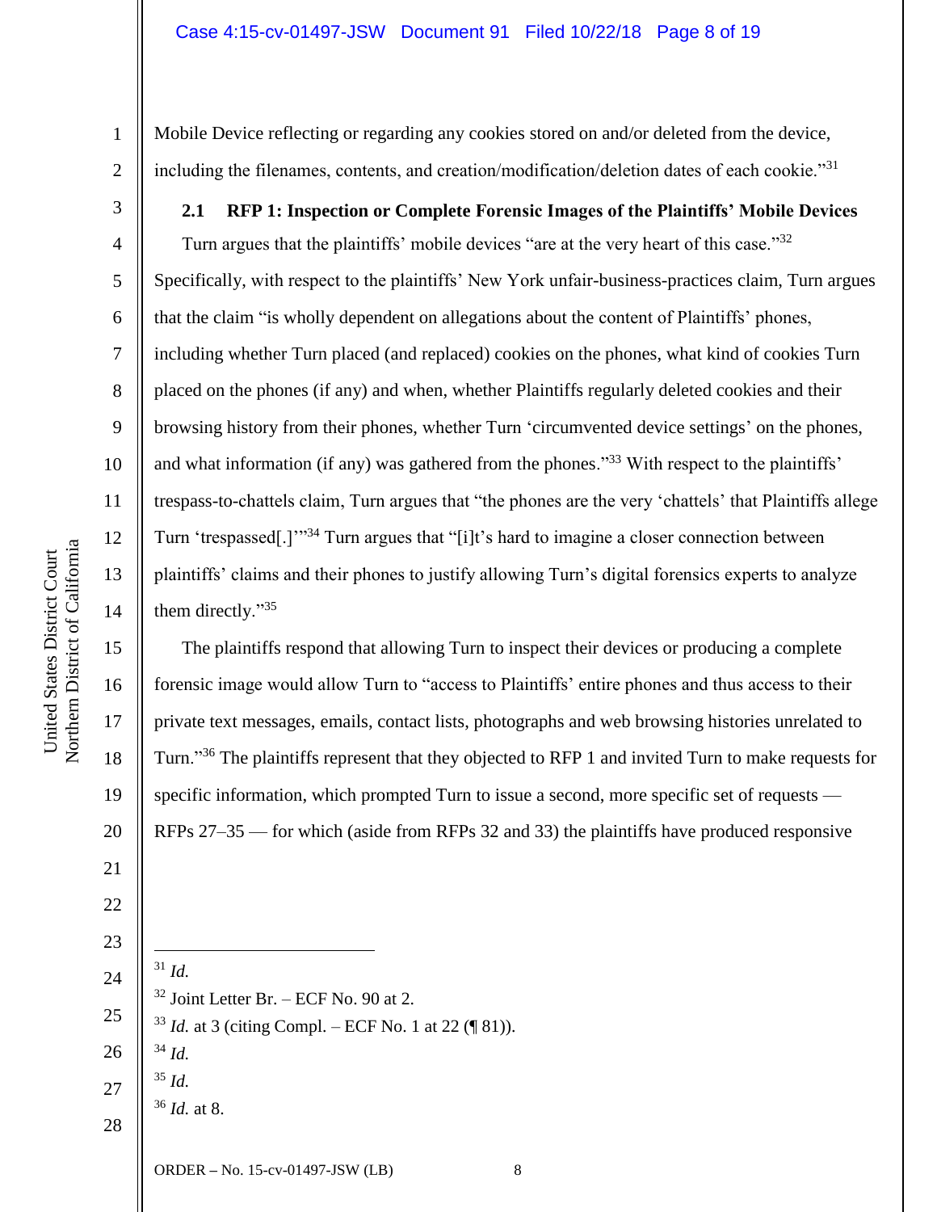Mobile Device reflecting or regarding any cookies stored on and/or deleted from the device, including the filenames, contents, and creation/modification/deletion dates of each cookie."[31]

### 2.1 RFP 1: Inspection or Complete Forensic Images of the Plaintiffs' Mobile Devices

Turn argues that the plaintiffs' mobile devices "are at the very heart of this case."[32] Specifically, with respect to the plaintiffs' New York unfair-business-practices claim, Turn argues that the claim "is wholly dependent on allegations about the content of Plaintiffs' phones, including whether Turn placed (and replaced) cookies on the phones, what kind of cookies Turn placed on the phones (if any) and when, whether Plaintiffs regularly deleted cookies and their browsing history from their phones, whether Turn 'circumvented device settings' on the phones, and what information (if any) was gathered from the phones."[33] With respect to the plaintiffs' trespass-to-chattels claim, Turn argues that "the phones are the very 'chattels' that Plaintiffs allege Turn 'trespassed[.]'"[34] Turn argues that "[i]t's hard to imagine a closer connection between plaintiffs' claims and their phones to justify allowing Turn's digital forensics experts to analyze them directly."[35]

The plaintiffs respond that allowing Turn to inspect their devices or producing a complete forensic image would allow Turn to "access to Plaintiffs' entire phones and thus access to their private text messages, emails, contact lists, photographs and web browsing histories unrelated to Turn."[36] The plaintiffs represent that they objected to RFP 1 and invited Turn to make requests for specific information, which prompted Turn to issue a second, more specific set of requests — RFPs 27–35 — for which (aside from RFPs 32 and 33) the plaintiffs have produced responsive

---

[31] *Id.*

[32] Joint Letter Br. – ECF No. 90 at 2.

[33] *Id.* at 3 (citing Compl. – ECF No. 1 at 22 (¶ 81)).

[34] *Id.*

[35] *Id.*

[36] *Id.* at 8.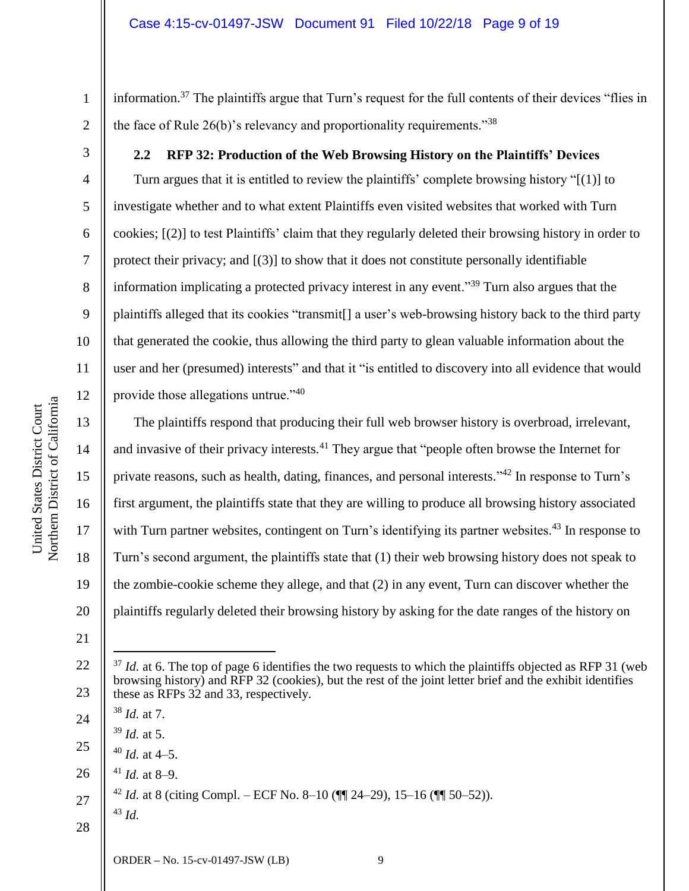information.[37] The plaintiffs argue that Turn's request for the full contents of their devices "flies in the face of Rule 26(b)'s relevancy and proportionality requirements."[38]

### 2.2 RFP 32: Production of the Web Browsing History on the Plaintiffs' Devices

Turn argues that it is entitled to review the plaintiffs' complete browsing history "[(1)] to investigate whether and to what extent Plaintiffs even visited websites that worked with Turn cookies; [(2)] to test Plaintiffs' claim that they regularly deleted their browsing history in order to protect their privacy; and [(3)] to show that it does not constitute personally identifiable information implicating a protected privacy interest in any event."[39] Turn also argues that the plaintiffs alleged that its cookies "transmit[] a user's web-browsing history back to the third party that generated the cookie, thus allowing the third party to glean valuable information about the user and her (presumed) interests" and that it "is entitled to discovery into all evidence that would provide those allegations untrue."[40]

The plaintiffs respond that producing their full web browser history is overbroad, irrelevant, and invasive of their privacy interests.[41] They argue that "people often browse the Internet for private reasons, such as health, dating, finances, and personal interests."[42] In response to Turn's first argument, the plaintiffs state that they are willing to produce all browsing history associated with Turn partner websites, contingent on Turn's identifying its partner websites.[43] In response to Turn's second argument, the plaintiffs state that (1) their web browsing history does not speak to the zombie-cookie scheme they allege, and that (2) in any event, Turn can discover whether the plaintiffs regularly deleted their browsing history by asking for the date ranges of the history on

---

[37] *Id.* at 6. The top of page 6 identifies the two requests to which the plaintiffs objected as RFP 31 (web browsing history) and RFP 32 (cookies), but the rest of the joint letter brief and the exhibit identifies these as RFPs 32 and 33, respectively.

[38] *Id.* at 7.

[39] *Id.* at 5.

[40] *Id.* at 4–5.

[41] *Id.* at 8–9.

[42] *Id.* at 8 (citing Compl. – ECF No. 8–10 (¶¶ 24–29), 15–16 (¶¶ 50–52)).

[43] *Id.*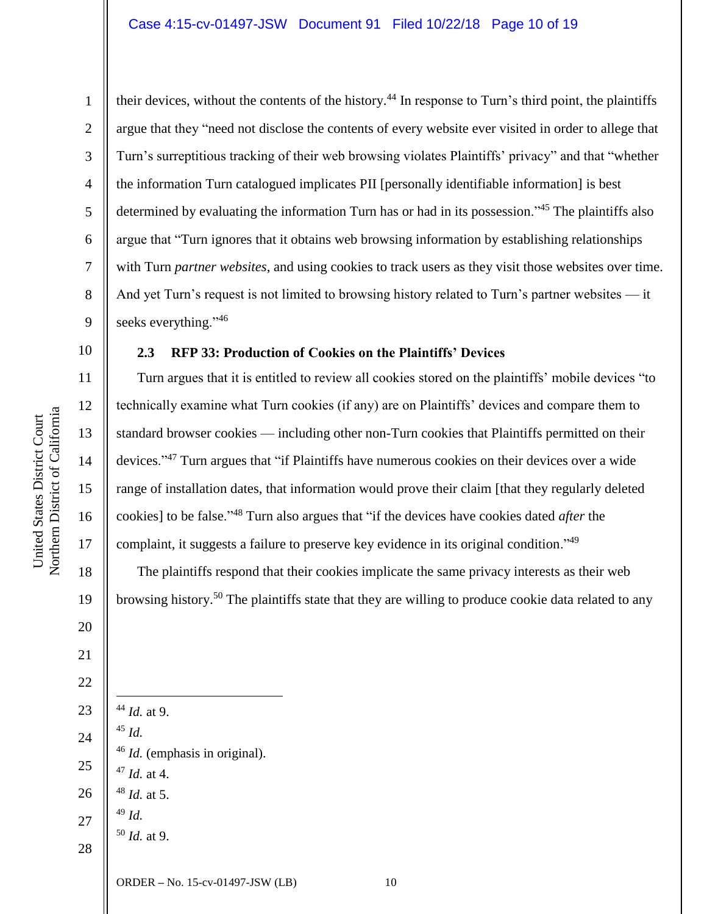their devices, without the contents of the history.[44] In response to Turn's third point, the plaintiffs argue that they "need not disclose the contents of every website ever visited in order to allege that Turn's surreptitious tracking of their web browsing violates Plaintiffs' privacy" and that "whether the information Turn catalogued implicates PII [personally identifiable information] is best determined by evaluating the information Turn has or had in its possession."[45] The plaintiffs also argue that "Turn ignores that it obtains web browsing information by establishing relationships with Turn *partner websites*, and using cookies to track users as they visit those websites over time. And yet Turn's request is not limited to browsing history related to Turn's partner websites — it seeks everything."[46]

### 2.3 RFP 33: Production of Cookies on the Plaintiffs' Devices

Turn argues that it is entitled to review all cookies stored on the plaintiffs' mobile devices "to technically examine what Turn cookies (if any) are on Plaintiffs' devices and compare them to standard browser cookies — including other non-Turn cookies that Plaintiffs permitted on their devices."[47] Turn argues that "if Plaintiffs have numerous cookies on their devices over a wide range of installation dates, that information would prove their claim [that they regularly deleted cookies] to be false."[48] Turn also argues that "if the devices have cookies dated *after* the complaint, it suggests a failure to preserve key evidence in its original condition."[49]

The plaintiffs respond that their cookies implicate the same privacy interests as their web browsing history.[50] The plaintiffs state that they are willing to produce cookie data related to any

---

[44] *Id.* at 9.

[45] *Id.*

[46] *Id.* (emphasis in original).

[47] *Id.* at 4.

[48] *Id.* at 5.

[49] *Id.*

[50] *Id.* at 9.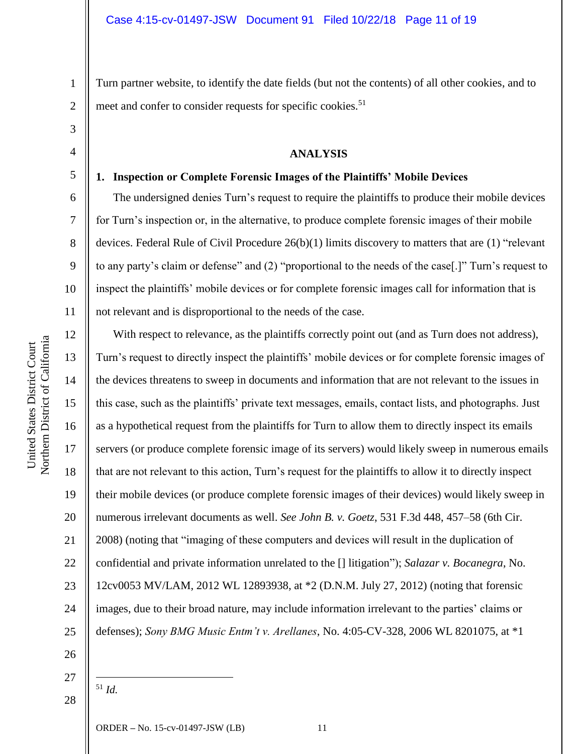Turn partner website, to identify the date fields (but not the contents) of all other cookies, and to meet and confer to consider requests for specific cookies.[51]

## ANALYSIS

### 1. Inspection or Complete Forensic Images of the Plaintiffs' Mobile Devices

The undersigned denies Turn's request to require the plaintiffs to produce their mobile devices for Turn's inspection or, in the alternative, to produce complete forensic images of their mobile devices. Federal Rule of Civil Procedure 26(b)(1) limits discovery to matters that are (1) "relevant to any party's claim or defense" and (2) "proportional to the needs of the case[.]" Turn's request to inspect the plaintiffs' mobile devices or for complete forensic images call for information that is not relevant and is disproportional to the needs of the case.

With respect to relevance, as the plaintiffs correctly point out (and as Turn does not address), Turn's request to directly inspect the plaintiffs' mobile devices or for complete forensic images of the devices threatens to sweep in documents and information that are not relevant to the issues in this case, such as the plaintiffs' private text messages, emails, contact lists, and photographs. Just as a hypothetical request from the plaintiffs for Turn to allow them to directly inspect its emails servers (or produce complete forensic image of its servers) would likely sweep in numerous emails that are not relevant to this action, Turn's request for the plaintiffs to allow it to directly inspect their mobile devices (or produce complete forensic images of their devices) would likely sweep in numerous irrelevant documents as well. *See John B. v. Goetz*, 531 F.3d 448, 457–58 (6th Cir. 2008) (noting that "imaging of these computers and devices will result in the duplication of confidential and private information unrelated to the [] litigation"); *Salazar v. Bocanegra*, No. 12cv0053 MV/LAM, 2012 WL 12893938, at *2 (D.N.M. July 27, 2012) (noting that forensic images, due to their broad nature, may include information irrelevant to the parties' claims or defenses); *Sony BMG Music Entm't v. Arellanes*, No. 4:05-CV-328, 2006 WL 8201075, at *1

---

[51] *Id.*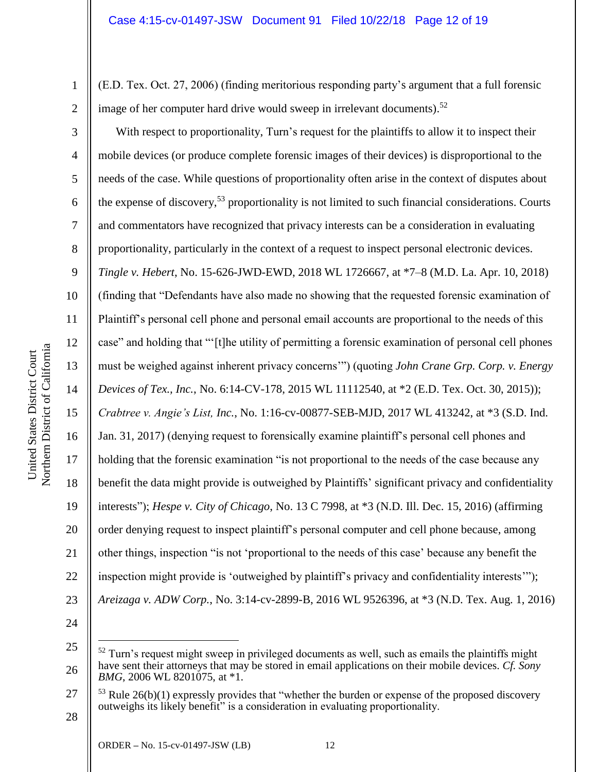(E.D. Tex. Oct. 27, 2006) (finding meritorious responding party's argument that a full forensic image of her computer hard drive would sweep in irrelevant documents).[52]

With respect to proportionality, Turn's request for the plaintiffs to allow it to inspect their mobile devices (or produce complete forensic images of their devices) is disproportional to the needs of the case. While questions of proportionality often arise in the context of disputes about the expense of discovery,[53] proportionality is not limited to such financial considerations. Courts and commentators have recognized that privacy interests can be a consideration in evaluating proportionality, particularly in the context of a request to inspect personal electronic devices. *Tingle v. Hebert*, No. 15-626-JWD-EWD, 2018 WL 1726667, at *7–8 (M.D. La. Apr. 10, 2018) (finding that "Defendants have also made no showing that the requested forensic examination of Plaintiff's personal cell phone and personal email accounts are proportional to the needs of this case" and holding that "'[t]he utility of permitting a forensic examination of personal cell phones must be weighed against inherent privacy concerns'") (quoting *John Crane Grp. Corp. v. Energy Devices of Tex., Inc.*, No. 6:14-CV-178, 2015 WL 11112540, at *2 (E.D. Tex. Oct. 30, 2015)); *Crabtree v. Angie's List, Inc.*, No. 1:16-cv-00877-SEB-MJD, 2017 WL 413242, at *3 (S.D. Ind. Jan. 31, 2017) (denying request to forensically examine plaintiff's personal cell phones and holding that the forensic examination "is not proportional to the needs of the case because any benefit the data might provide is outweighed by Plaintiffs' significant privacy and confidentiality interests"); *Hespe v. City of Chicago*, No. 13 C 7998, at *3 (N.D. Ill. Dec. 15, 2016) (affirming order denying request to inspect plaintiff's personal computer and cell phone because, among other things, inspection "is not 'proportional to the needs of this case' because any benefit the inspection might provide is 'outweighed by plaintiff's privacy and confidentiality interests'"); *Areizaga v. ADW Corp.*, No. 3:14-cv-2899-B, 2016 WL 9526396, at *3 (N.D. Tex. Aug. 1, 2016)

---

[52] Turn's request might sweep in privileged documents as well, such as emails the plaintiffs might have sent their attorneys that may be stored in email applications on their mobile devices. *Cf. Sony BMG*, 2006 WL 8201075, at *1.

[53] Rule 26(b)(1) expressly provides that "whether the burden or expense of the proposed discovery outweighs its likely benefit" is a consideration in evaluating proportionality.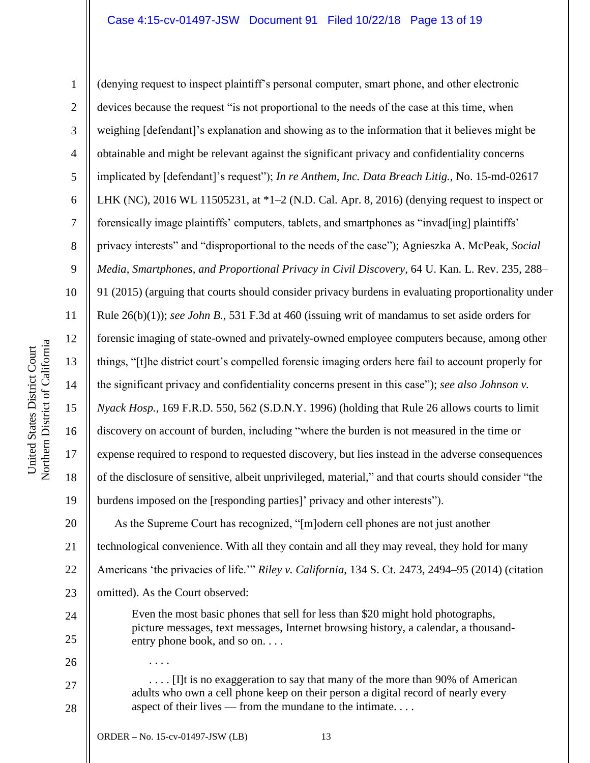(denying request to inspect plaintiff's personal computer, smart phone, and other electronic devices because the request "is not proportional to the needs of the case at this time, when weighing [defendant]'s explanation and showing as to the information that it believes might be obtainable and might be relevant against the significant privacy and confidentiality concerns implicated by [defendant]'s request"); *In re Anthem, Inc. Data Breach Litig.*, No. 15-md-02617 LHK (NC), 2016 WL 11505231, at *1–2 (N.D. Cal. Apr. 8, 2016) (denying request to inspect or forensically image plaintiffs' computers, tablets, and smartphones as "invad[ing] plaintiffs' privacy interests" and "disproportional to the needs of the case"); Agnieszka A. McPeak, *Social Media, Smartphones, and Proportional Privacy in Civil Discovery*, 64 U. Kan. L. Rev. 235, 288–91 (2015) (arguing that courts should consider privacy burdens in evaluating proportionality under Rule 26(b)(1)); *see John B.*, 531 F.3d at 460 (issuing writ of mandamus to set aside orders for forensic imaging of state-owned and privately-owned employee computers because, among other things, "[t]he district court's compelled forensic imaging orders here fail to account properly for the significant privacy and confidentiality concerns present in this case"); *see also Johnson v. Nyack Hosp.*, 169 F.R.D. 550, 562 (S.D.N.Y. 1996) (holding that Rule 26 allows courts to limit discovery on account of burden, including "where the burden is not measured in the time or expense required to respond to requested discovery, but lies instead in the adverse consequences of the disclosure of sensitive, albeit unprivileged, material," and that courts should consider "the burdens imposed on the [responding parties]' privacy and other interests").

As the Supreme Court has recognized, "[m]odern cell phones are not just another technological convenience. With all they contain and all they may reveal, they hold for many Americans 'the privacies of life.'" *Riley v. California*, 134 S. Ct. 2473, 2494–95 (2014) (citation omitted). As the Court observed:

> Even the most basic phones that sell for less than $20 might hold photographs, picture messages, text messages, Internet browsing history, a calendar, a thousand-entry phone book, and so on. . . .
>
> . . . .
>
> . . . . [I]t is no exaggeration to say that many of the more than 90% of American adults who own a cell phone keep on their person a digital record of nearly every aspect of their lives — from the mundane to the intimate. . . .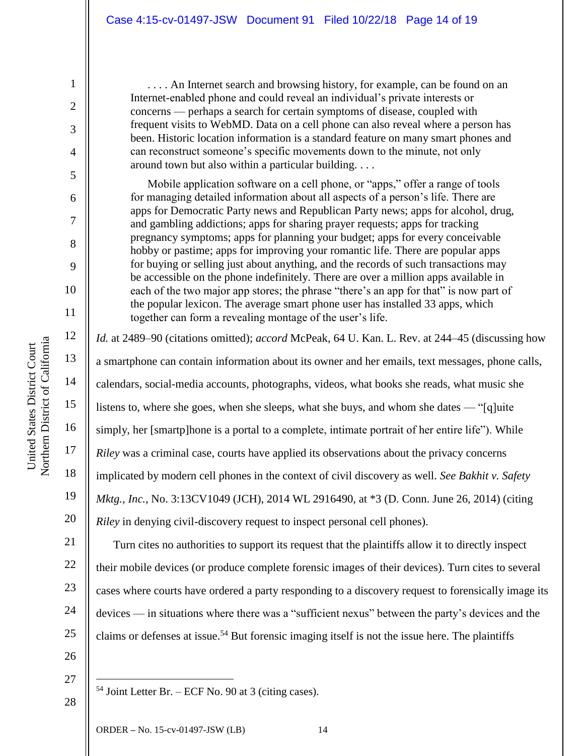> . . . . An Internet search and browsing history, for example, can be found on an Internet-enabled phone and could reveal an individual's private interests or concerns — perhaps a search for certain symptoms of disease, coupled with frequent visits to WebMD. Data on a cell phone can also reveal where a person has been. Historic location information is a standard feature on many smart phones and can reconstruct someone's specific movements down to the minute, not only around town but also within a particular building. . . .
>
> Mobile application software on a cell phone, or "apps," offer a range of tools for managing detailed information about all aspects of a person's life. There are apps for Democratic Party news and Republican Party news; apps for alcohol, drug, and gambling addictions; apps for sharing prayer requests; apps for tracking pregnancy symptoms; apps for planning your budget; apps for every conceivable hobby or pastime; apps for improving your romantic life. There are popular apps for buying or selling just about anything, and the records of such transactions may be accessible on the phone indefinitely. There are over a million apps available in each of the two major app stores; the phrase "there's an app for that" is now part of the popular lexicon. The average smart phone user has installed 33 apps, which together can form a revealing montage of the user's life.

*Id.* at 2489–90 (citations omitted); *accord* McPeak, 64 U. Kan. L. Rev. at 244–45 (discussing how a smartphone can contain information about its owner and her emails, text messages, phone calls, calendars, social-media accounts, photographs, videos, what books she reads, what music she listens to, where she goes, when she sleeps, what she buys, and whom she dates — "[q]uite simply, her [smartp]hone is a portal to a complete, intimate portrait of her entire life"). While *Riley* was a criminal case, courts have applied its observations about the privacy concerns implicated by modern cell phones in the context of civil discovery as well. *See Bakhit v. Safety Mktg., Inc.*, No. 3:13CV1049 (JCH), 2014 WL 2916490, at *3 (D. Conn. June 26, 2014) (citing *Riley* in denying civil-discovery request to inspect personal cell phones).

Turn cites no authorities to support its request that the plaintiffs allow it to directly inspect their mobile devices (or produce complete forensic images of their devices). Turn cites to several cases where courts have ordered a party responding to a discovery request to forensically image its devices — in situations where there was a "sufficient nexus" between the party's devices and the claims or defenses at issue.[54] But forensic imaging itself is not the issue here. The plaintiffs

---

[54] Joint Letter Br. – ECF No. 90 at 3 (citing cases).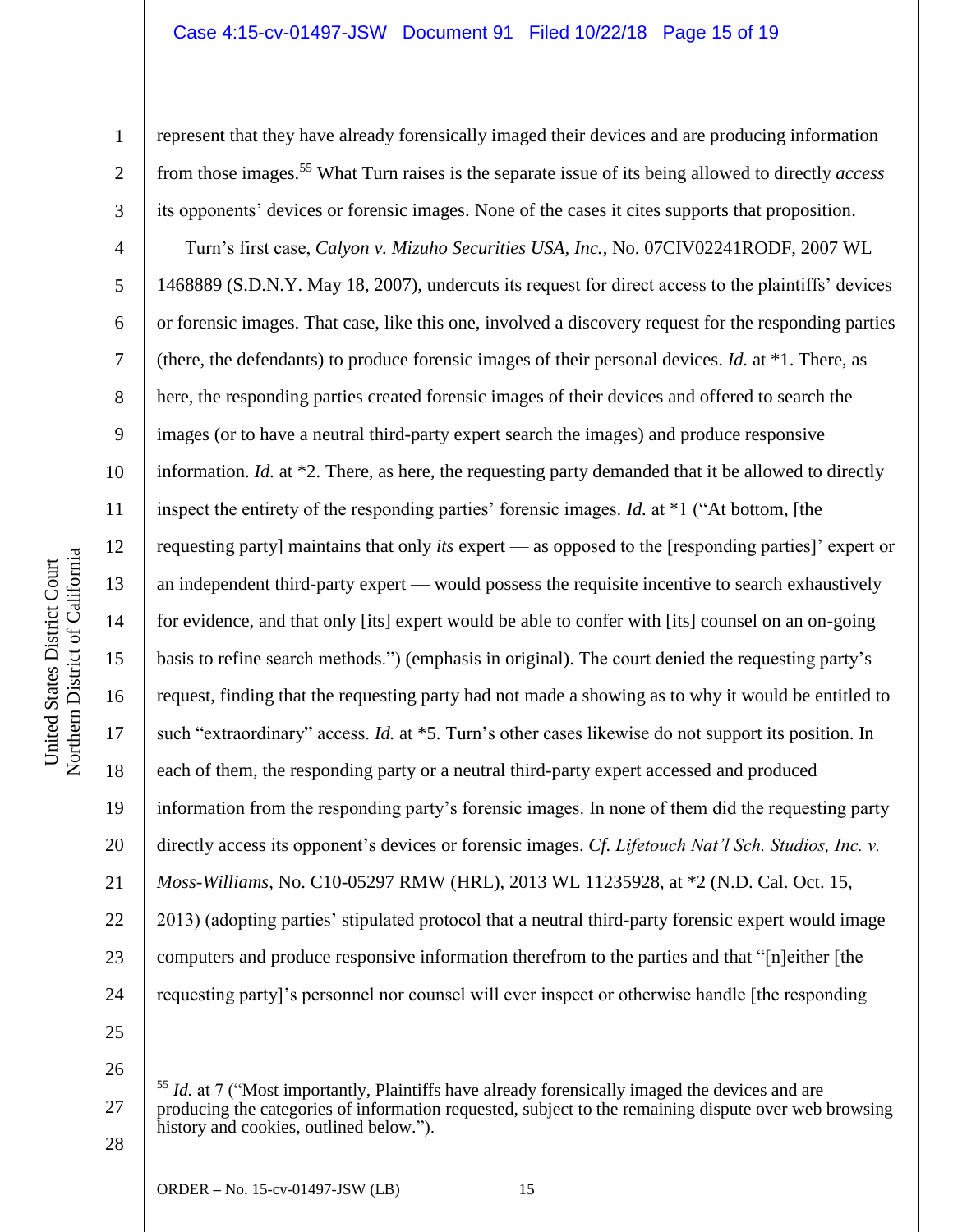represent that they have already forensically imaged their devices and are producing information from those images.[55] What Turn raises is the separate issue of its being allowed to directly *access* its opponents' devices or forensic images. None of the cases it cites supports that proposition.

Turn's first case, *Calyon v. Mizuho Securities USA, Inc.*, No. 07CIV02241RODF, 2007 WL 1468889 (S.D.N.Y. May 18, 2007), undercuts its request for direct access to the plaintiffs' devices or forensic images. That case, like this one, involved a discovery request for the responding parties (there, the defendants) to produce forensic images of their personal devices. *Id.* at *1. There, as here, the responding parties created forensic images of their devices and offered to search the images (or to have a neutral third-party expert search the images) and produce responsive information. *Id.* at *2. There, as here, the requesting party demanded that it be allowed to directly inspect the entirety of the responding parties' forensic images. *Id.* at *1 ("At bottom, [the requesting party] maintains that only *its* expert — as opposed to the [responding parties]' expert or an independent third-party expert — would possess the requisite incentive to search exhaustively for evidence, and that only [its] expert would be able to confer with [its] counsel on an on-going basis to refine search methods.") (emphasis in original). The court denied the requesting party's request, finding that the requesting party had not made a showing as to why it would be entitled to such "extraordinary" access. *Id.* at *5. Turn's other cases likewise do not support its position. In each of them, the responding party or a neutral third-party expert accessed and produced information from the responding party's forensic images. In none of them did the requesting party directly access its opponent's devices or forensic images. *Cf. Lifetouch Nat'l Sch. Studios, Inc. v. Moss-Williams*, No. C10-05297 RMW (HRL), 2013 WL 11235928, at *2 (N.D. Cal. Oct. 15, 2013) (adopting parties' stipulated protocol that a neutral third-party forensic expert would image computers and produce responsive information therefrom to the parties and that "[n]either [the requesting party]'s personnel nor counsel will ever inspect or otherwise handle [the responding

---

[55] *Id.* at 7 ("Most importantly, Plaintiffs have already forensically imaged the devices and are producing the categories of information requested, subject to the remaining dispute over web browsing history and cookies, outlined below.").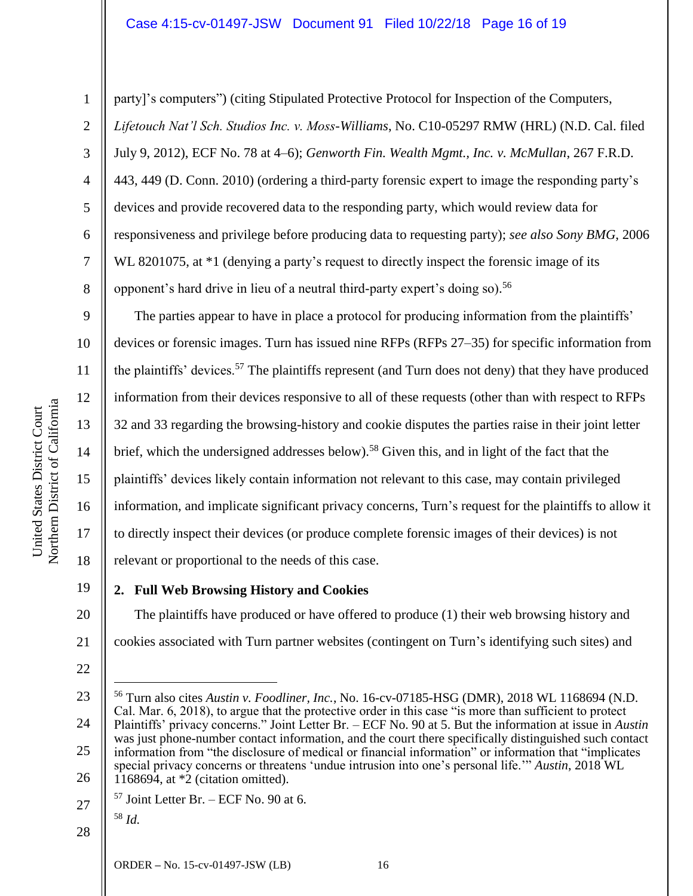party]'s computers") (citing Stipulated Protective Protocol for Inspection of the Computers, *Lifetouch Nat'l Sch. Studios Inc. v. Moss-Williams*, No. C10-05297 RMW (HRL) (N.D. Cal. filed July 9, 2012), ECF No. 78 at 4–6); *Genworth Fin. Wealth Mgmt., Inc. v. McMullan*, 267 F.R.D. 443, 449 (D. Conn. 2010) (ordering a third-party forensic expert to image the responding party's devices and provide recovered data to the responding party, which would review data for responsiveness and privilege before producing data to requesting party); *see also Sony BMG*, 2006 WL 8201075, at *1 (denying a party's request to directly inspect the forensic image of its opponent's hard drive in lieu of a neutral third-party expert's doing so).[56]

The parties appear to have in place a protocol for producing information from the plaintiffs' devices or forensic images. Turn has issued nine RFPs (RFPs 27–35) for specific information from the plaintiffs' devices.[57] The plaintiffs represent (and Turn does not deny) that they have produced information from their devices responsive to all of these requests (other than with respect to RFPs 32 and 33 regarding the browsing-history and cookie disputes the parties raise in their joint letter brief, which the undersigned addresses below).[58] Given this, and in light of the fact that the plaintiffs' devices likely contain information not relevant to this case, may contain privileged information, and implicate significant privacy concerns, Turn's request for the plaintiffs to allow it to directly inspect their devices (or produce complete forensic images of their devices) is not relevant or proportional to the needs of this case.

### 2. Full Web Browsing History and Cookies

The plaintiffs have produced or have offered to produce (1) their web browsing history and cookies associated with Turn partner websites (contingent on Turn's identifying such sites) and

---

[56] Turn also cites *Austin v. Foodliner, Inc.*, No. 16-cv-07185-HSG (DMR), 2018 WL 1168694 (N.D. Cal. Mar. 6, 2018), to argue that the protective order in this case "is more than sufficient to protect Plaintiffs' privacy concerns." Joint Letter Br. – ECF No. 90 at 5. But the information at issue in *Austin* was just phone-number contact information, and the court there specifically distinguished such contact information from "the disclosure of medical or financial information" or information that "implicates special privacy concerns or threatens 'undue intrusion into one's personal life.'" *Austin*, 2018 WL 1168694, at *2 (citation omitted).

[57] Joint Letter Br. – ECF No. 90 at 6.

[58] *Id.*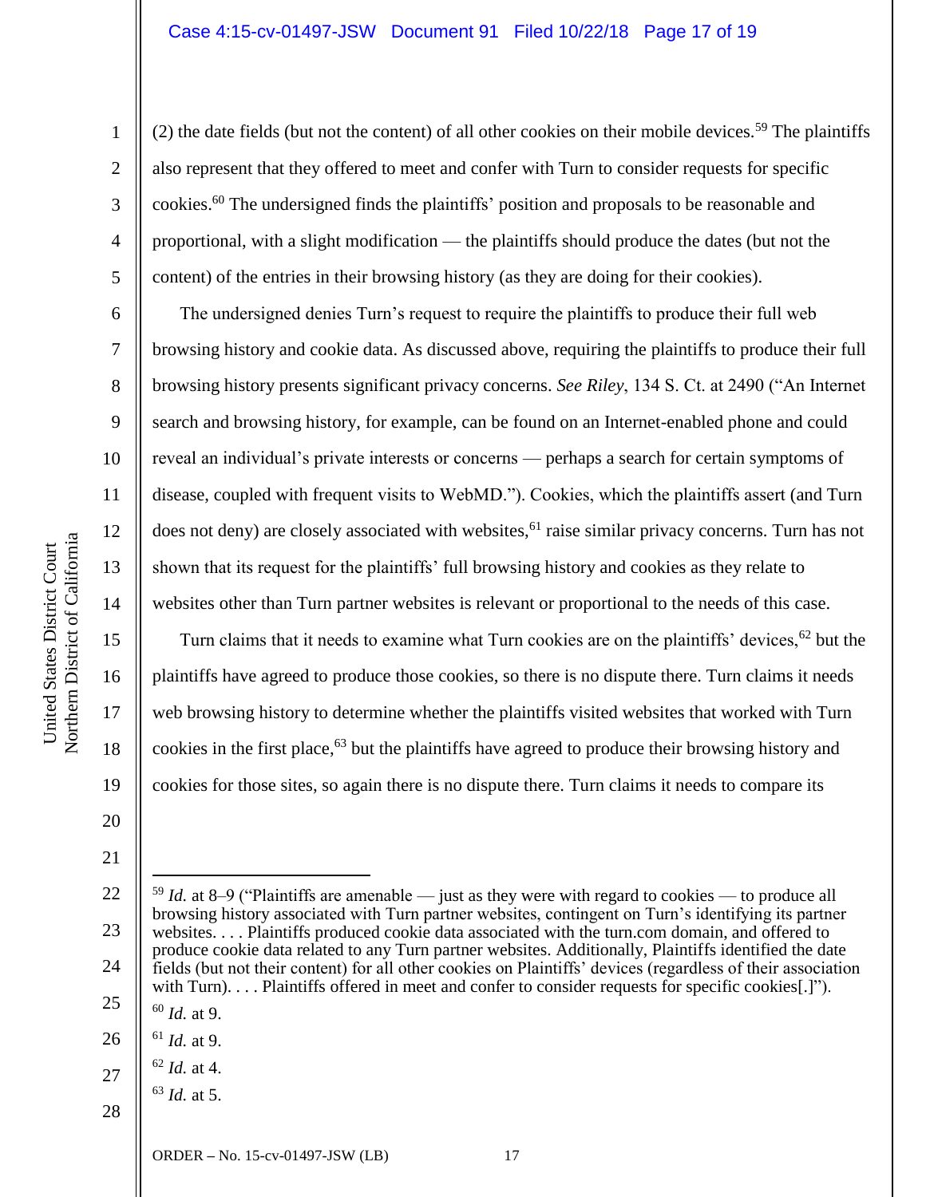(2) the date fields (but not the content) of all other cookies on their mobile devices.[59] The plaintiffs also represent that they offered to meet and confer with Turn to consider requests for specific cookies.[60] The undersigned finds the plaintiffs' position and proposals to be reasonable and proportional, with a slight modification — the plaintiffs should produce the dates (but not the content) of the entries in their browsing history (as they are doing for their cookies).

The undersigned denies Turn's request to require the plaintiffs to produce their full web browsing history and cookie data. As discussed above, requiring the plaintiffs to produce their full browsing history presents significant privacy concerns. *See Riley*, 134 S. Ct. at 2490 ("An Internet search and browsing history, for example, can be found on an Internet-enabled phone and could reveal an individual's private interests or concerns — perhaps a search for certain symptoms of disease, coupled with frequent visits to WebMD."). Cookies, which the plaintiffs assert (and Turn does not deny) are closely associated with websites,[61] raise similar privacy concerns. Turn has not shown that its request for the plaintiffs' full browsing history and cookies as they relate to websites other than Turn partner websites is relevant or proportional to the needs of this case.

Turn claims that it needs to examine what Turn cookies are on the plaintiffs' devices,[62] but the plaintiffs have agreed to produce those cookies, so there is no dispute there. Turn claims it needs web browsing history to determine whether the plaintiffs visited websites that worked with Turn cookies in the first place,[63] but the plaintiffs have agreed to produce their browsing history and cookies for those sites, so again there is no dispute there. Turn claims it needs to compare its

---

[59] *Id.* at 8–9 ("Plaintiffs are amenable — just as they were with regard to cookies — to produce all browsing history associated with Turn partner websites, contingent on Turn's identifying its partner websites. . . . Plaintiffs produced cookie data associated with the turn.com domain, and offered to produce cookie data related to any Turn partner websites. Additionally, Plaintiffs identified the date fields (but not their content) for all other cookies on Plaintiffs' devices (regardless of their association with Turn). . . . Plaintiffs offered in meet and confer to consider requests for specific cookies[.]").

[60] *Id.* at 9.

[61] *Id.* at 9.

[62] *Id.* at 4.

[63] *Id.* at 5.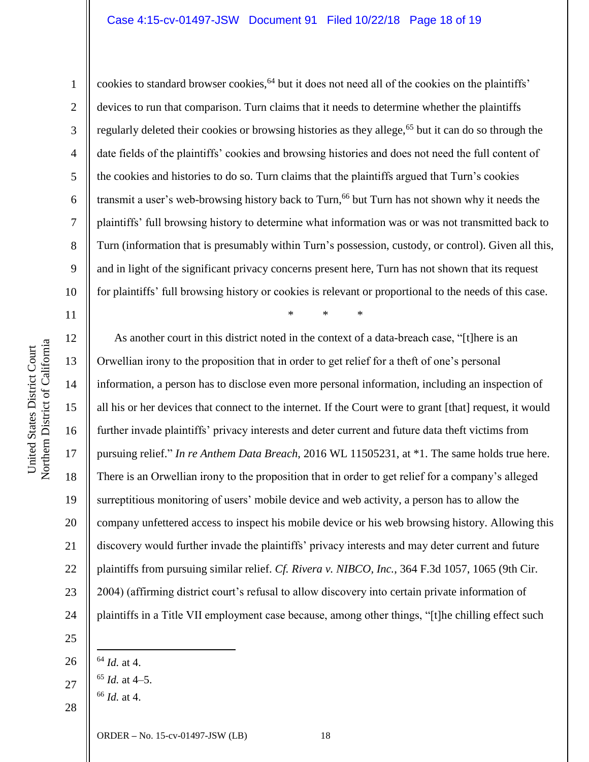cookies to standard browser cookies,[64] but it does not need all of the cookies on the plaintiffs' devices to run that comparison. Turn claims that it needs to determine whether the plaintiffs regularly deleted their cookies or browsing histories as they allege,[65] but it can do so through the date fields of the plaintiffs' cookies and browsing histories and does not need the full content of the cookies and histories to do so. Turn claims that the plaintiffs argued that Turn's cookies transmit a user's web-browsing history back to Turn,[66] but Turn has not shown why it needs the plaintiffs' full browsing history to determine what information was or was not transmitted back to Turn (information that is presumably within Turn's possession, custody, or control). Given all this, and in light of the significant privacy concerns present here, Turn has not shown that its request for plaintiffs' full browsing history or cookies is relevant or proportional to the needs of this case.

\* \* \*

As another court in this district noted in the context of a data-breach case, "[t]here is an Orwellian irony to the proposition that in order to get relief for a theft of one's personal information, a person has to disclose even more personal information, including an inspection of all his or her devices that connect to the internet. If the Court were to grant [that] request, it would further invade plaintiffs' privacy interests and deter current and future data theft victims from pursuing relief." *In re Anthem Data Breach*, 2016 WL 11505231, at \*1. The same holds true here. There is an Orwellian irony to the proposition that in order to get relief for a company's alleged surreptitious monitoring of users' mobile device and web activity, a person has to allow the company unfettered access to inspect his mobile device or his web browsing history. Allowing this discovery would further invade the plaintiffs' privacy interests and may deter current and future plaintiffs from pursuing similar relief. *Cf. Rivera v. NIBCO, Inc.*, 364 F.3d 1057, 1065 (9th Cir. 2004) (affirming district court's refusal to allow discovery into certain private information of plaintiffs in a Title VII employment case because, among other things, "[t]he chilling effect such

---

[64] *Id.* at 4.

[65] *Id.* at 4–5.

[66] *Id.* at 4.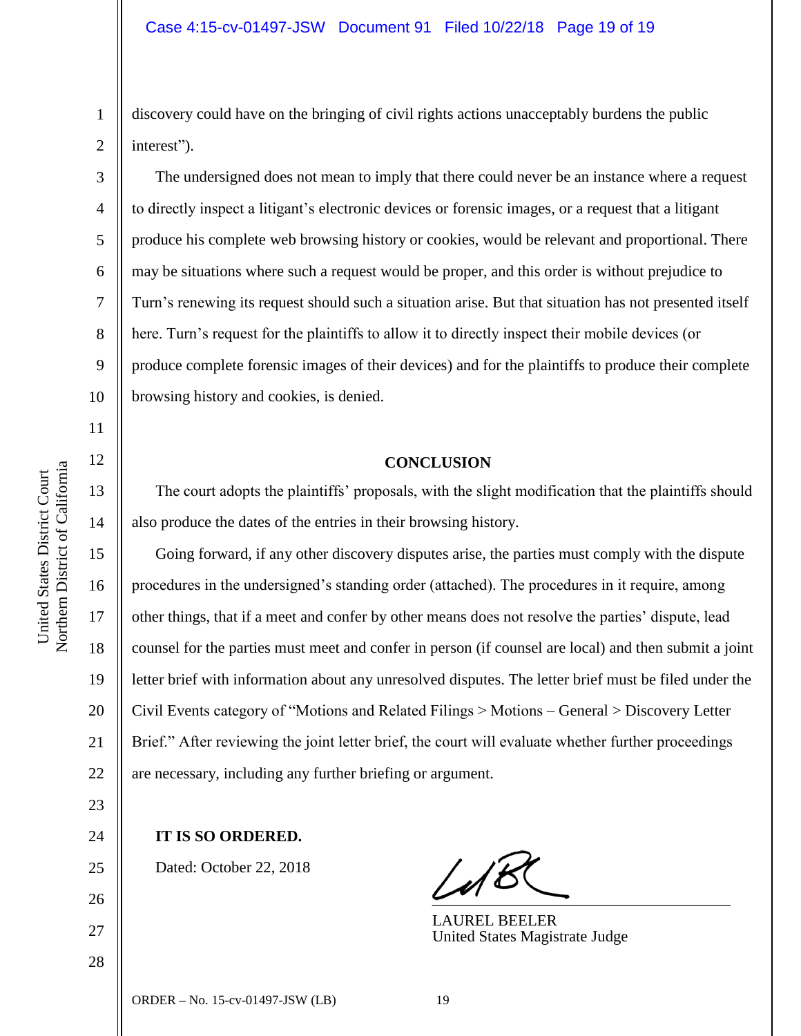discovery could have on the bringing of civil rights actions unacceptably burdens the public interest").

The undersigned does not mean to imply that there could never be an instance where a request to directly inspect a litigant's electronic devices or forensic images, or a request that a litigant produce his complete web browsing history or cookies, would be relevant and proportional. There may be situations where such a request would be proper, and this order is without prejudice to Turn's renewing its request should such a situation arise. But that situation has not presented itself here. Turn's request for the plaintiffs to allow it to directly inspect their mobile devices (or produce complete forensic images of their devices) and for the plaintiffs to produce their complete browsing history and cookies, is denied.

**CONCLUSION**

The court adopts the plaintiffs' proposals, with the slight modification that the plaintiffs should also produce the dates of the entries in their browsing history.

Going forward, if any other discovery disputes arise, the parties must comply with the dispute procedures in the undersigned's standing order (attached). The procedures in it require, among other things, that if a meet and confer by other means does not resolve the parties' dispute, lead counsel for the parties must meet and confer in person (if counsel are local) and then submit a joint letter brief with information about any unresolved disputes. The letter brief must be filed under the Civil Events category of "Motions and Related Filings > Motions – General > Discovery Letter Brief." After reviewing the joint letter brief, the court will evaluate whether further proceedings are necessary, including any further briefing or argument.

**IT IS SO ORDERED.**

Dated: October 22, 2018

LAUREL BEELER
United States Magistrate Judge